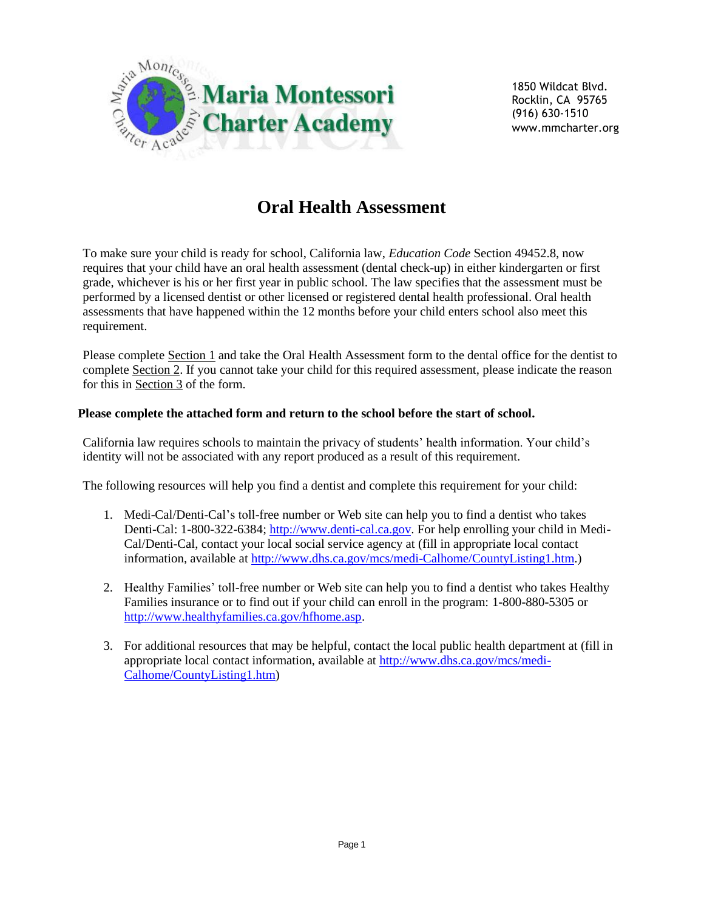Maria Montessori Charter Academy

1850 Wildcat Blvd.
Rocklin, CA 95765
(916) 630-1510
www.mmcharter.org

# Oral Health Assessment

To make sure your child is ready for school, California law, *Education Code* Section 49452.8, now requires that your child have an oral health assessment (dental check-up) in either kindergarten or first grade, whichever is his or her first year in public school. The law specifies that the assessment must be performed by a licensed dentist or other licensed or registered dental health professional. Oral health assessments that have happened within the 12 months before your child enters school also meet this requirement.

Please complete Section 1 and take the Oral Health Assessment form to the dental office for the dentist to complete Section 2. If you cannot take your child for this required assessment, please indicate the reason for this in Section 3 of the form.

**Please complete the attached form and return to the school before the start of school.**

California law requires schools to maintain the privacy of students' health information. Your child's identity will not be associated with any report produced as a result of this requirement.

The following resources will help you find a dentist and complete this requirement for your child:

1. Medi-Cal/Denti-Cal's toll-free number or Web site can help you to find a dentist who takes Denti-Cal: 1-800-322-6384; http://www.denti-cal.ca.gov. For help enrolling your child in Medi-Cal/Denti-Cal, contact your local social service agency at (fill in appropriate local contact information, available at http://www.dhs.ca.gov/mcs/medi-Calhome/CountyListing1.htm.)

2. Healthy Families' toll-free number or Web site can help you to find a dentist who takes Healthy Families insurance or to find out if your child can enroll in the program: 1-800-880-5305 or http://www.healthyfamilies.ca.gov/hfhome.asp.

3. For additional resources that may be helpful, contact the local public health department at (fill in appropriate local contact information, available at http://www.dhs.ca.gov/mcs/medi-Calhome/CountyListing1.htm)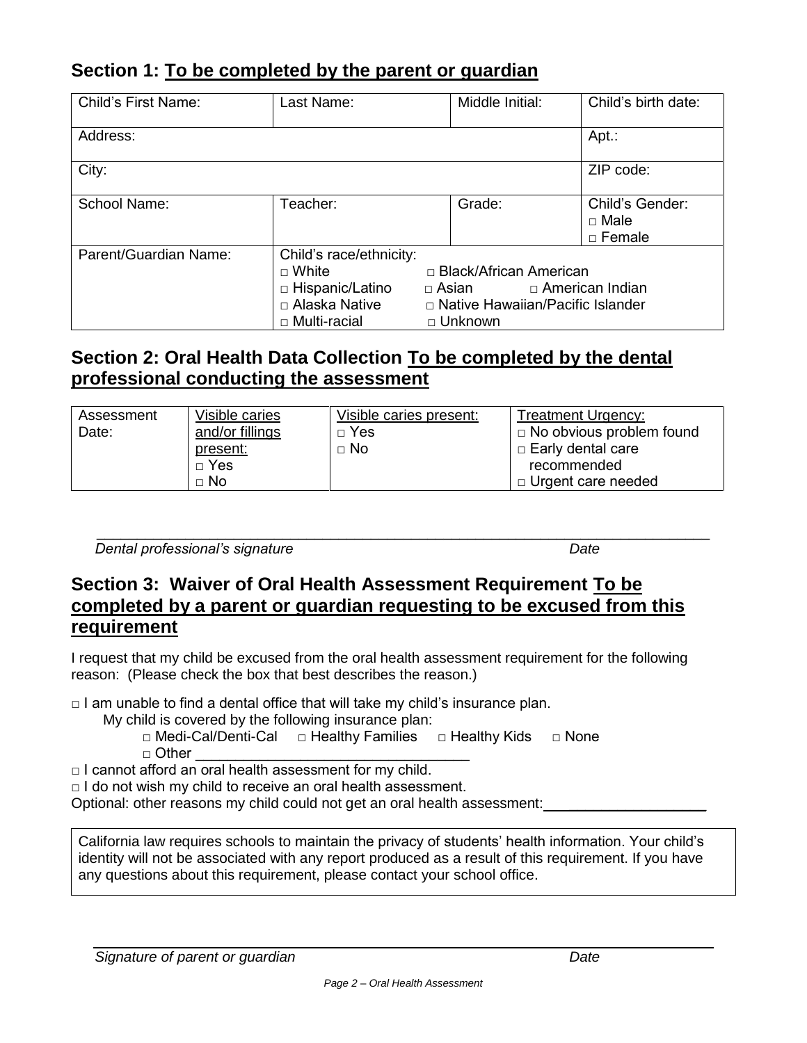## Section 1: <u>To be completed by the parent or guardian</u>

| | | | |
|---|---|---|---|
| Child's First Name: | Last Name: | Middle Initial: | Child's birth date: |
| Address: | | | Apt.: |
| City: | | | ZIP code: |
| School Name: | Teacher: | Grade: | Child's Gender:<br>□ Male<br>□ Female |
| Parent/Guardian Name: | Child's race/ethnicity:<br>□ White □ Black/African American<br>□ Hispanic/Latino □ Asian □ American Indian<br>□ Alaska Native □ Native Hawaiian/Pacific Islander<br>□ Multi-racial □ Unknown | | |

## Section 2: Oral Health Data Collection <u>To be completed by the dental professional conducting the assessment</u>

| | | | |
|---|---|---|---|
| Assessment Date: | <u>Visible caries and/or fillings present:</u><br>□ Yes<br>□ No | <u>Visible caries present:</u><br>□ Yes<br>□ No | <u>Treatment Urgency:</u><br>□ No obvious problem found<br>□ Early dental care recommended<br>□ Urgent care needed |

_____________________________________________________________________________

*Dental professional's signature* *Date*

## Section 3: Waiver of Oral Health Assessment Requirement <u>To be completed by a parent or guardian requesting to be excused from this requirement</u>

I request that my child be excused from the oral health assessment requirement for the following reason: (Please check the box that best describes the reason.)

□ I am unable to find a dental office that will take my child's insurance plan.

My child is covered by the following insurance plan:

□ Medi-Cal/Denti-Cal □ Healthy Families □ Healthy Kids □ None

□ Other ___________________________________

□ I cannot afford an oral health assessment for my child.

□ I do not wish my child to receive an oral health assessment.

Optional: other reasons my child could not get an oral health assessment: ____________________

California law requires schools to maintain the privacy of students' health information. Your child's identity will not be associated with any report produced as a result of this requirement. If you have any questions about this requirement, please contact your school office.

_____________________________________________________________________________

*Signature of parent or guardian* *Date*